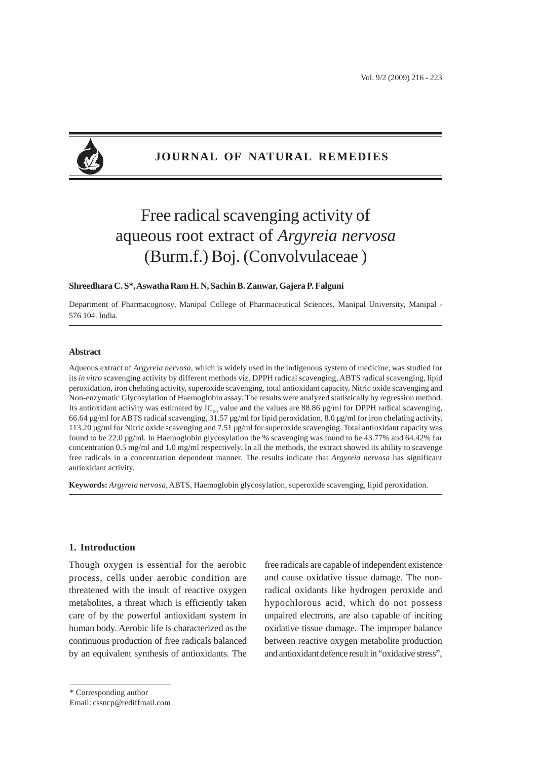# JOURNAL OF NATURAL REMEDIES

# Free radical scavenging activity of aqueous root extract of *Argyreia nervosa* (Burm.f.) Boj. (Convolvulaceae )

**Shreedhara C. S\*, Aswatha Ram H. N, Sachin B. Zanwar, Gajera P. Falguni**

Department of Pharmacognosy, Manipal College of Pharmaceutical Sciences, Manipal University, Manipal - 576 104. India.

## Abstract

Aqueous extract of *Argyreia nervosa*, which is widely used in the indigenous system of medicine, was studied for its *in vitro* scavenging activity by different methods viz. DPPH radical scavenging, ABTS radical scavenging, lipid peroxidation, iron chelating activity, superoxide scavenging, total antioxidant capacity, Nitric oxide scavenging and Non-enzymatic Glycosylation of Haemoglobin assay. The results were analyzed statistically by regression method. Its antioxidant activity was estimated by $IC_{50}$ value and the values are 88.86 µg/ml for DPPH radical scavenging, 66.64 µg/ml for ABTS radical scavenging, 31.57 µg/ml for lipid peroxidation, 8.0 µg/ml for iron chelating activity, 113.20 µg/ml for Nitric oxide scavenging and 7.51 µg/ml for superoxide scavenging. Total antioxidant capacity was found to be 22.0 µg/ml. In Haemoglobin glycosylation the % scavenging was found to be 43.77% and 64.42% for concentration 0.5 mg/ml and 1.0 mg/ml respectively. In all the methods, the extract showed its ability to scavenge free radicals in a concentration dependent manner. The results indicate that *Argyreia nervosa* has significant antioxidant activity.

**Keywords:** *Argyreia nervosa*, ABTS, Haemoglobin glycosylation, superoxide scavenging, lipid peroxidation.

## 1. Introduction

Though oxygen is essential for the aerobic process, cells under aerobic condition are threatened with the insult of reactive oxygen metabolites, a threat which is efficiently taken care of by the powerful antioxidant system in human body. Aerobic life is characterized as the continuous production of free radicals balanced by an equivalent synthesis of antioxidants. The free radicals are capable of independent existence and cause oxidative tissue damage. The non-radical oxidants like hydrogen peroxide and hypochlorous acid, which do not possess unpaired electrons, are also capable of inciting oxidative tissue damage. The improper balance between reactive oxygen metabolite production and antioxidant defence result in "oxidative stress",

\* Corresponding author

Email: cssncp@rediffmail.com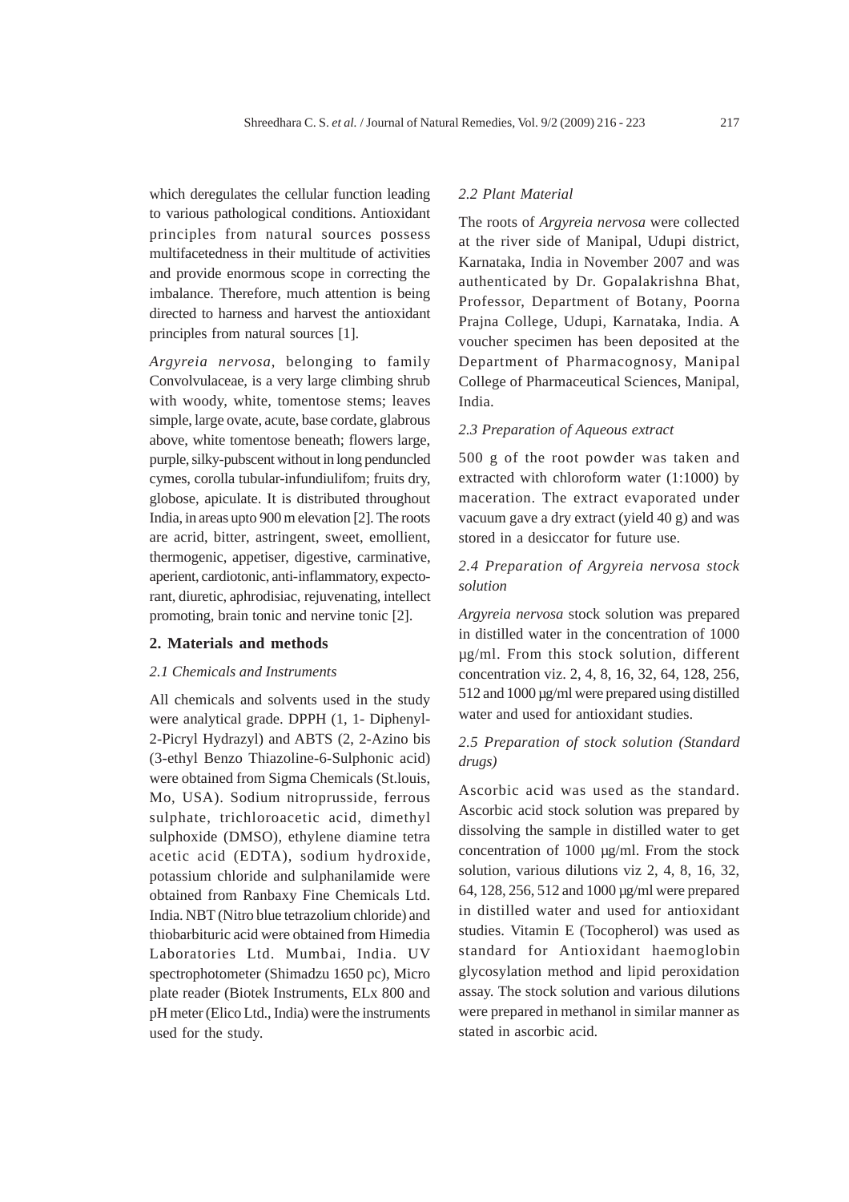which deregulates the cellular function leading to various pathological conditions. Antioxidant principles from natural sources possess multifacetedness in their multitude of activities and provide enormous scope in correcting the imbalance. Therefore, much attention is being directed to harness and harvest the antioxidant principles from natural sources [1].

*Argyreia nervosa*, belonging to family Convolvulaceae, is a very large climbing shrub with woody, white, tomentose stems; leaves simple, large ovate, acute, base cordate, glabrous above, white tomentose beneath; flowers large, purple, silky-pubscent without in long penduncled cymes, corolla tubular-infundiulifom; fruits dry, globose, apiculate. It is distributed throughout India, in areas upto 900 m elevation [2]. The roots are acrid, bitter, astringent, sweet, emollient, thermogenic, appetiser, digestive, carminative, aperient, cardiotonic, anti-inflammatory, expectorant, diuretic, aphrodisiac, rejuvenating, intellect promoting, brain tonic and nervine tonic [2].

## 2. Materials and methods

### *2.1 Chemicals and Instruments*

All chemicals and solvents used in the study were analytical grade. DPPH (1, 1- Diphenyl-2-Picryl Hydrazyl) and ABTS (2, 2-Azino bis (3-ethyl Benzo Thiazoline-6-Sulphonic acid) were obtained from Sigma Chemicals (St.louis, Mo, USA). Sodium nitroprusside, ferrous sulphate, trichloroacetic acid, dimethyl sulphoxide (DMSO), ethylene diamine tetra acetic acid (EDTA), sodium hydroxide, potassium chloride and sulphanilamide were obtained from Ranbaxy Fine Chemicals Ltd. India. NBT (Nitro blue tetrazolium chloride) and thiobarbituric acid were obtained from Himedia Laboratories Ltd. Mumbai, India. UV spectrophotometer (Shimadzu 1650 pc), Micro plate reader (Biotek Instruments, ELx 800 and pH meter (Elico Ltd., India) were the instruments used for the study.

### *2.2 Plant Material*

The roots of *Argyreia nervosa* were collected at the river side of Manipal, Udupi district, Karnataka, India in November 2007 and was authenticated by Dr. Gopalakrishna Bhat, Professor, Department of Botany, Poorna Prajna College, Udupi, Karnataka, India. A voucher specimen has been deposited at the Department of Pharmacognosy, Manipal College of Pharmaceutical Sciences, Manipal, India.

### *2.3 Preparation of Aqueous extract*

500 g of the root powder was taken and extracted with chloroform water (1:1000) by maceration. The extract evaporated under vacuum gave a dry extract (yield 40 g) and was stored in a desiccator for future use.

### *2.4 Preparation of Argyreia nervosa stock solution*

*Argyreia nervosa* stock solution was prepared in distilled water in the concentration of 1000 µg/ml. From this stock solution, different concentration viz. 2, 4, 8, 16, 32, 64, 128, 256, 512 and 1000 µg/ml were prepared using distilled water and used for antioxidant studies.

### *2.5 Preparation of stock solution (Standard drugs)*

Ascorbic acid was used as the standard. Ascorbic acid stock solution was prepared by dissolving the sample in distilled water to get concentration of 1000 µg/ml. From the stock solution, various dilutions viz 2, 4, 8, 16, 32, 64, 128, 256, 512 and 1000 µg/ml were prepared in distilled water and used for antioxidant studies. Vitamin E (Tocopherol) was used as standard for Antioxidant haemoglobin glycosylation method and lipid peroxidation assay. The stock solution and various dilutions were prepared in methanol in similar manner as stated in ascorbic acid.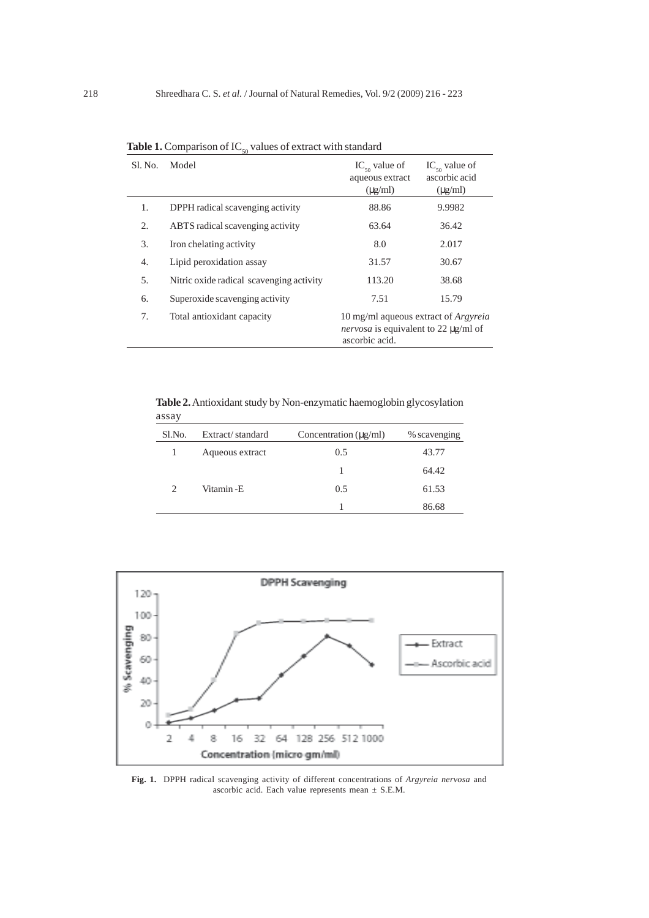**Table 1.** Comparison of $IC_{50}$ values of extract with standard

| Sl. No. | Model | $IC_{50}$ value of aqueous extract (μg/ml) | $IC_{50}$ value of ascorbic acid (μg/ml) |
|---|---|---|---|
| 1. | DPPH radical scavenging activity | 88.86 | 9.9982 |
| 2. | ABTS radical scavenging activity | 63.64 | 36.42 |
| 3. | Iron chelating activity | 8.0 | 2.017 |
| 4. | Lipid peroxidation assay | 31.57 | 30.67 |
| 5. | Nitric oxide radical scavenging activity | 113.20 | 38.68 |
| 6. | Superoxide scavenging activity | 7.51 | 15.79 |
| 7. | Total antioxidant capacity | 10 mg/ml aqueous extract of *Argyreia nervosa* is equivalent to 22 μg/ml of ascorbic acid. | |

**Table 2.** Antioxidant study by Non-enzymatic haemoglobin glycosylation assay

| Sl.No. | Extract/ standard | Concentration (μg/ml) | % scavenging |
|---|---|---|---|
| 1 | Aqueous extract | 0.5 | 43.77 |
| | | 1 | 64.42 |
| 2 | Vitamin -E | 0.5 | 61.53 |
| | | 1 | 86.68 |

DPPH Scavenging

% Scavenging

120
100
80
60
40
20
0

2 4 8 16 32 64 128 256 512 1000

Concentration (micro gm/ml)

Extract
Ascorbic acid

**Fig. 1.** DPPH radical scavenging activity of different concentrations of *Argyreia nervosa* and ascorbic acid. Each value represents mean ± S.E.M.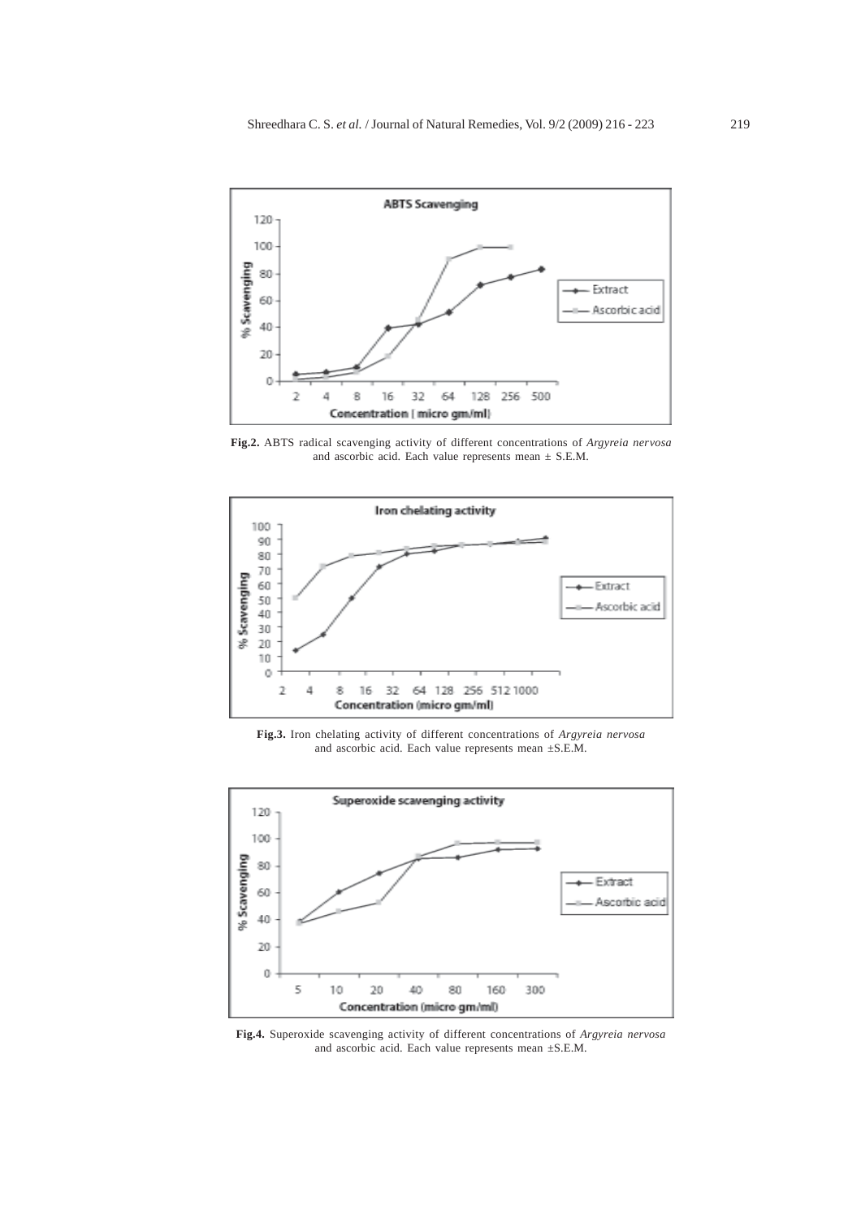ABTS Scavenging

% Scavenging

120
100
80
60
40
20
0

2 4 8 16 32 64 128 256 500

Concentration ( micro gm/ml)

Extract
Ascorbic acid

**Fig.2.** ABTS radical scavenging activity of different concentrations of *Argyreia nervosa* and ascorbic acid. Each value represents mean ± S.E.M.

Iron chelating activity

% Scavenging

100
90
80
70
60
50
40
30
20
10
0

2 4 8 16 32 64 128 256 512 1000

Concentration (micro gm/ml)

Extract
Ascorbic acid

**Fig.3.** Iron chelating activity of different concentrations of *Argyreia nervosa* and ascorbic acid. Each value represents mean ±S.E.M.

Superoxide scavenging activity

% Scavenging

120
100
80
60
40
20
0

5 10 20 40 80 160 300

Concentration (micro gm/ml)

Extract
Ascorbic acid

**Fig.4.** Superoxide scavenging activity of different concentrations of *Argyreia nervosa* and ascorbic acid. Each value represents mean ±S.E.M.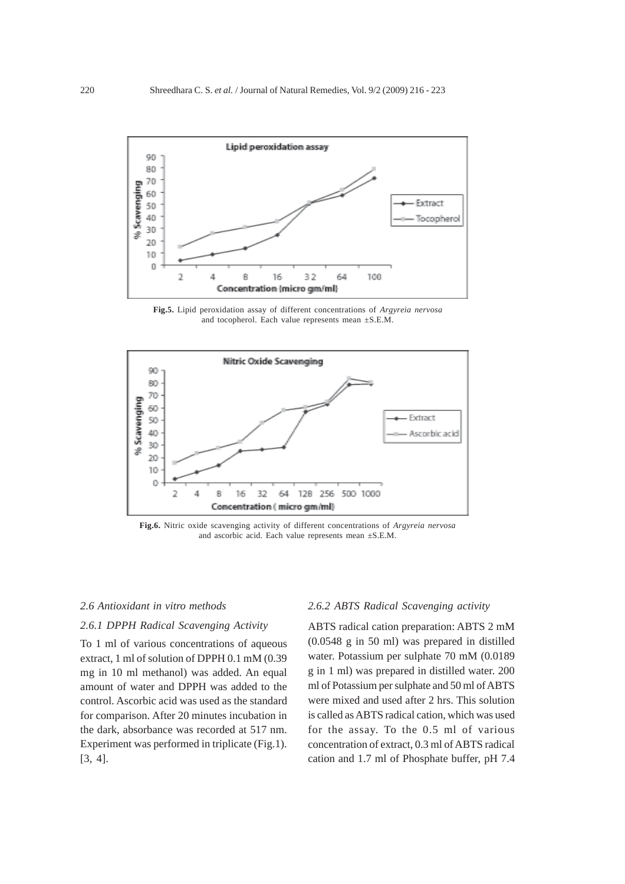Lipid peroxidation assay

% Scavenging

90
80
70
60
50
40
30
20
10
0

2 4 8 16 32 64 100

Concentration (micro gm/ml)

Extract
Tocopherol

**Fig.5.** Lipid peroxidation assay of different concentrations of *Argyreia nervosa* and tocopherol. Each value represents mean ±S.E.M.

Nitric Oxide Scavenging

% Scavenging

90
80
70
60
50
40
30
20
10
0

2 4 8 16 32 64 128 256 500 1000

Concentration ( micro gm/ml)

Extract
Ascorbic acid

**Fig.6.** Nitric oxide scavenging activity of different concentrations of *Argyreia nervosa* and ascorbic acid. Each value represents mean ±S.E.M.

### *2.6 Antioxidant in vitro methods*

#### *2.6.1 DPPH Radical Scavenging Activity*

To 1 ml of various concentrations of aqueous extract, 1 ml of solution of DPPH 0.1 mM (0.39 mg in 10 ml methanol) was added. An equal amount of water and DPPH was added to the control. Ascorbic acid was used as the standard for comparison. After 20 minutes incubation in the dark, absorbance was recorded at 517 nm. Experiment was performed in triplicate (Fig.1). [3, 4].

#### *2.6.2 ABTS Radical Scavenging activity*

ABTS radical cation preparation: ABTS 2 mM (0.0548 g in 50 ml) was prepared in distilled water. Potassium per sulphate 70 mM (0.0189 g in 1 ml) was prepared in distilled water. 200 ml of Potassium per sulphate and 50 ml of ABTS were mixed and used after 2 hrs. This solution is called as ABTS radical cation, which was used for the assay. To the 0.5 ml of various concentration of extract, 0.3 ml of ABTS radical cation and 1.7 ml of Phosphate buffer, pH 7.4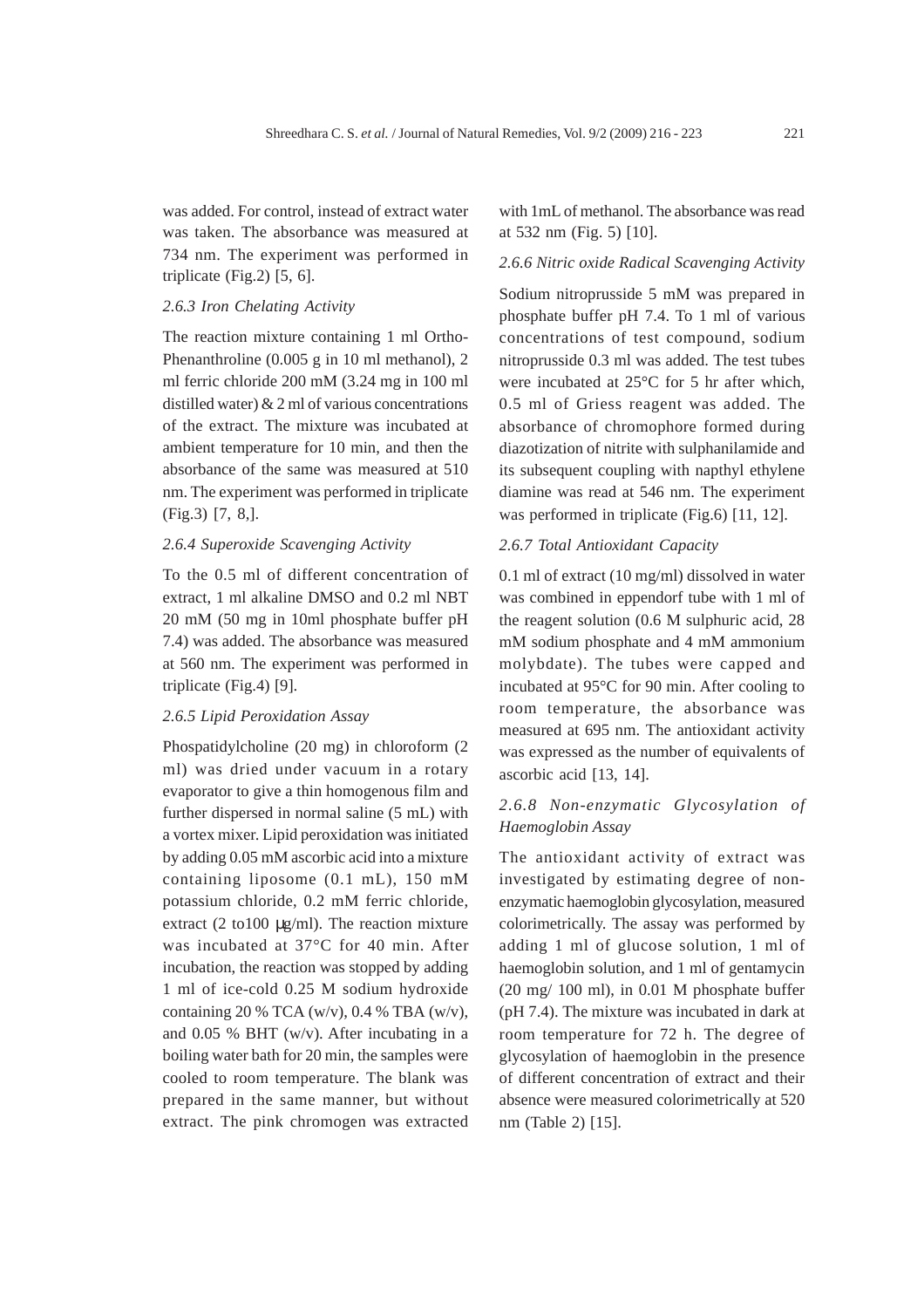was added. For control, instead of extract water was taken. The absorbance was measured at 734 nm. The experiment was performed in triplicate (Fig.2) [5, 6].

### *2.6.3 Iron Chelating Activity*

The reaction mixture containing 1 ml Ortho-Phenanthroline (0.005 g in 10 ml methanol), 2 ml ferric chloride 200 mM (3.24 mg in 100 ml distilled water) & 2 ml of various concentrations of the extract. The mixture was incubated at ambient temperature for 10 min, and then the absorbance of the same was measured at 510 nm. The experiment was performed in triplicate (Fig.3) [7, 8,].

### *2.6.4 Superoxide Scavenging Activity*

To the 0.5 ml of different concentration of extract, 1 ml alkaline DMSO and 0.2 ml NBT 20 mM (50 mg in 10ml phosphate buffer pH 7.4) was added. The absorbance was measured at 560 nm. The experiment was performed in triplicate (Fig.4) [9].

### *2.6.5 Lipid Peroxidation Assay*

Phospatidylcholine (20 mg) in chloroform (2 ml) was dried under vacuum in a rotary evaporator to give a thin homogenous film and further dispersed in normal saline (5 mL) with a vortex mixer. Lipid peroxidation was initiated by adding 0.05 mM ascorbic acid into a mixture containing liposome (0.1 mL), 150 mM potassium chloride, 0.2 mM ferric chloride, extract (2 to100 μg/ml). The reaction mixture was incubated at 37°C for 40 min. After incubation, the reaction was stopped by adding 1 ml of ice-cold 0.25 M sodium hydroxide containing 20 % TCA (w/v), 0.4 % TBA (w/v), and 0.05 % BHT (w/v). After incubating in a boiling water bath for 20 min, the samples were cooled to room temperature. The blank was prepared in the same manner, but without extract. The pink chromogen was extracted with 1mL of methanol. The absorbance was read at 532 nm (Fig. 5) [10].

### *2.6.6 Nitric oxide Radical Scavenging Activity*

Sodium nitroprusside 5 mM was prepared in phosphate buffer pH 7.4. To 1 ml of various concentrations of test compound, sodium nitroprusside 0.3 ml was added. The test tubes were incubated at 25°C for 5 hr after which, 0.5 ml of Griess reagent was added. The absorbance of chromophore formed during diazotization of nitrite with sulphanilamide and its subsequent coupling with napthyl ethylene diamine was read at 546 nm. The experiment was performed in triplicate (Fig.6) [11, 12].

### *2.6.7 Total Antioxidant Capacity*

0.1 ml of extract (10 mg/ml) dissolved in water was combined in eppendorf tube with 1 ml of the reagent solution (0.6 M sulphuric acid, 28 mM sodium phosphate and 4 mM ammonium molybdate). The tubes were capped and incubated at 95°C for 90 min. After cooling to room temperature, the absorbance was measured at 695 nm. The antioxidant activity was expressed as the number of equivalents of ascorbic acid [13, 14].

### *2.6.8 Non-enzymatic Glycosylation of Haemoglobin Assay*

The antioxidant activity of extract was investigated by estimating degree of non-enzymatic haemoglobin glycosylation, measured colorimetrically. The assay was performed by adding 1 ml of glucose solution, 1 ml of haemoglobin solution, and 1 ml of gentamycin (20 mg/ 100 ml), in 0.01 M phosphate buffer (pH 7.4). The mixture was incubated in dark at room temperature for 72 h. The degree of glycosylation of haemoglobin in the presence of different concentration of extract and their absence were measured colorimetrically at 520 nm (Table 2) [15].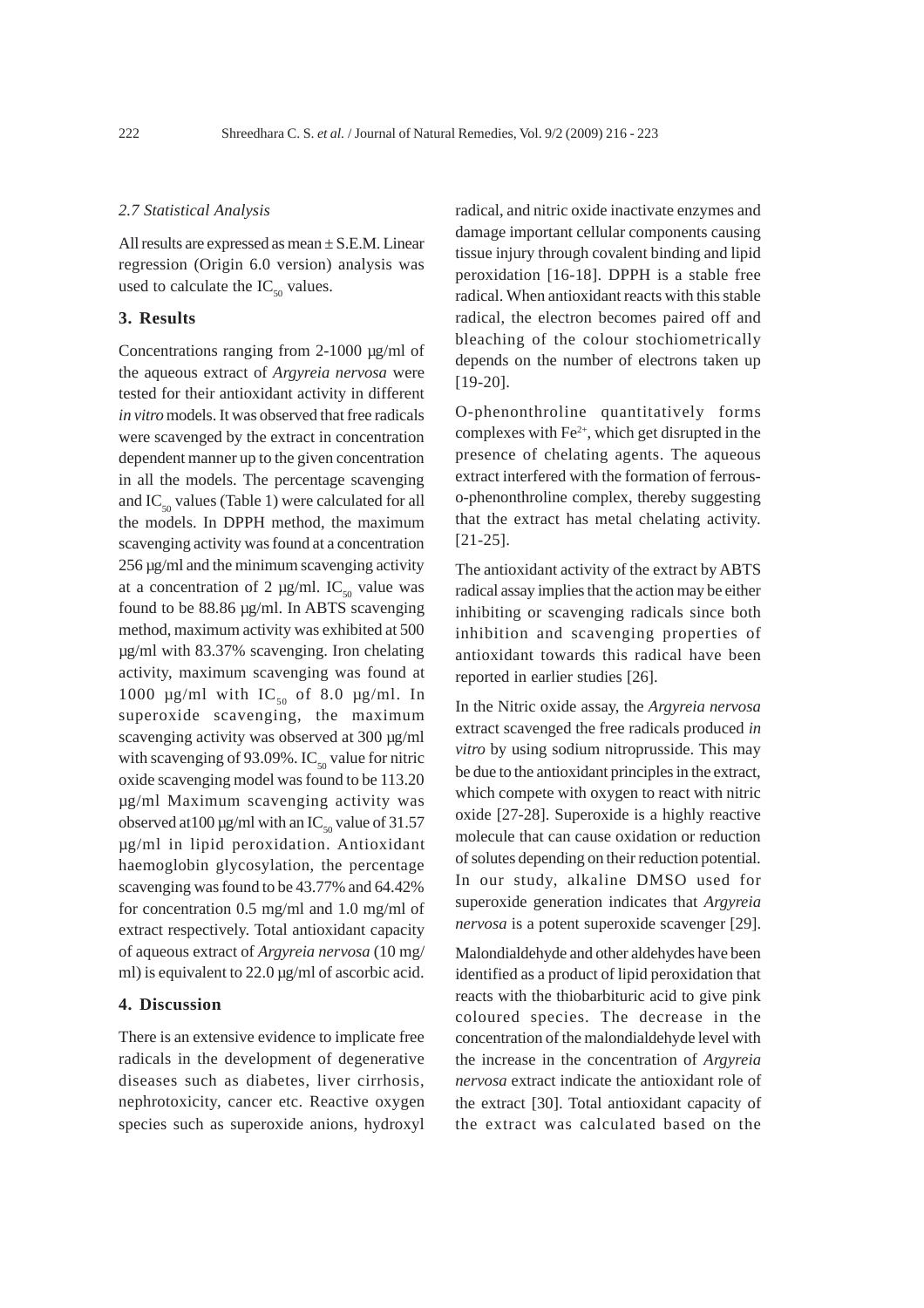*2.7 Statistical Analysis*

All results are expressed as mean ± S.E.M. Linear regression (Origin 6.0 version) analysis was used to calculate the $IC_{50}$ values.

## 3. Results

Concentrations ranging from 2-1000 µg/ml of the aqueous extract of *Argyreia nervosa* were tested for their antioxidant activity in different *in vitro* models. It was observed that free radicals were scavenged by the extract in concentration dependent manner up to the given concentration in all the models. The percentage scavenging and $IC_{50}$ values (Table 1) were calculated for all the models. In DPPH method, the maximum scavenging activity was found at a concentration 256 µg/ml and the minimum scavenging activity at a concentration of 2 µg/ml. $IC_{50}$ value was found to be 88.86 µg/ml. In ABTS scavenging method, maximum activity was exhibited at 500 µg/ml with 83.37% scavenging. Iron chelating activity, maximum scavenging was found at 1000 µg/ml with $IC_{50}$ of 8.0 µg/ml. In superoxide scavenging, the maximum scavenging activity was observed at 300 µg/ml with scavenging of 93.09%. $IC_{50}$ value for nitric oxide scavenging model was found to be 113.20 µg/ml Maximum scavenging activity was observed at100 µg/ml with an $IC_{50}$ value of 31.57 µg/ml in lipid peroxidation. Antioxidant haemoglobin glycosylation, the percentage scavenging was found to be 43.77% and 64.42% for concentration 0.5 mg/ml and 1.0 mg/ml of extract respectively. Total antioxidant capacity of aqueous extract of *Argyreia nervosa* (10 mg/ml) is equivalent to 22.0 µg/ml of ascorbic acid.

## 4. Discussion

There is an extensive evidence to implicate free radicals in the development of degenerative diseases such as diabetes, liver cirrhosis, nephrotoxicity, cancer etc. Reactive oxygen species such as superoxide anions, hydroxyl radical, and nitric oxide inactivate enzymes and damage important cellular components causing tissue injury through covalent binding and lipid peroxidation [16-18]. DPPH is a stable free radical. When antioxidant reacts with this stable radical, the electron becomes paired off and bleaching of the colour stochiometrically depends on the number of electrons taken up [19-20].

O-phenonthroline quantitatively forms complexes with $Fe^{2+}$, which get disrupted in the presence of chelating agents. The aqueous extract interfered with the formation of ferrous-o-phenonthroline complex, thereby suggesting that the extract has metal chelating activity. [21-25].

The antioxidant activity of the extract by ABTS radical assay implies that the action may be either inhibiting or scavenging radicals since both inhibition and scavenging properties of antioxidant towards this radical have been reported in earlier studies [26].

In the Nitric oxide assay, the *Argyreia nervosa* extract scavenged the free radicals produced *in vitro* by using sodium nitroprusside. This may be due to the antioxidant principles in the extract, which compete with oxygen to react with nitric oxide [27-28]. Superoxide is a highly reactive molecule that can cause oxidation or reduction of solutes depending on their reduction potential. In our study, alkaline DMSO used for superoxide generation indicates that *Argyreia nervosa* is a potent superoxide scavenger [29].

Malondialdehyde and other aldehydes have been identified as a product of lipid peroxidation that reacts with the thiobarbituric acid to give pink coloured species. The decrease in the concentration of the malondialdehyde level with the increase in the concentration of *Argyreia nervosa* extract indicate the antioxidant role of the extract [30]. Total antioxidant capacity of the extract was calculated based on the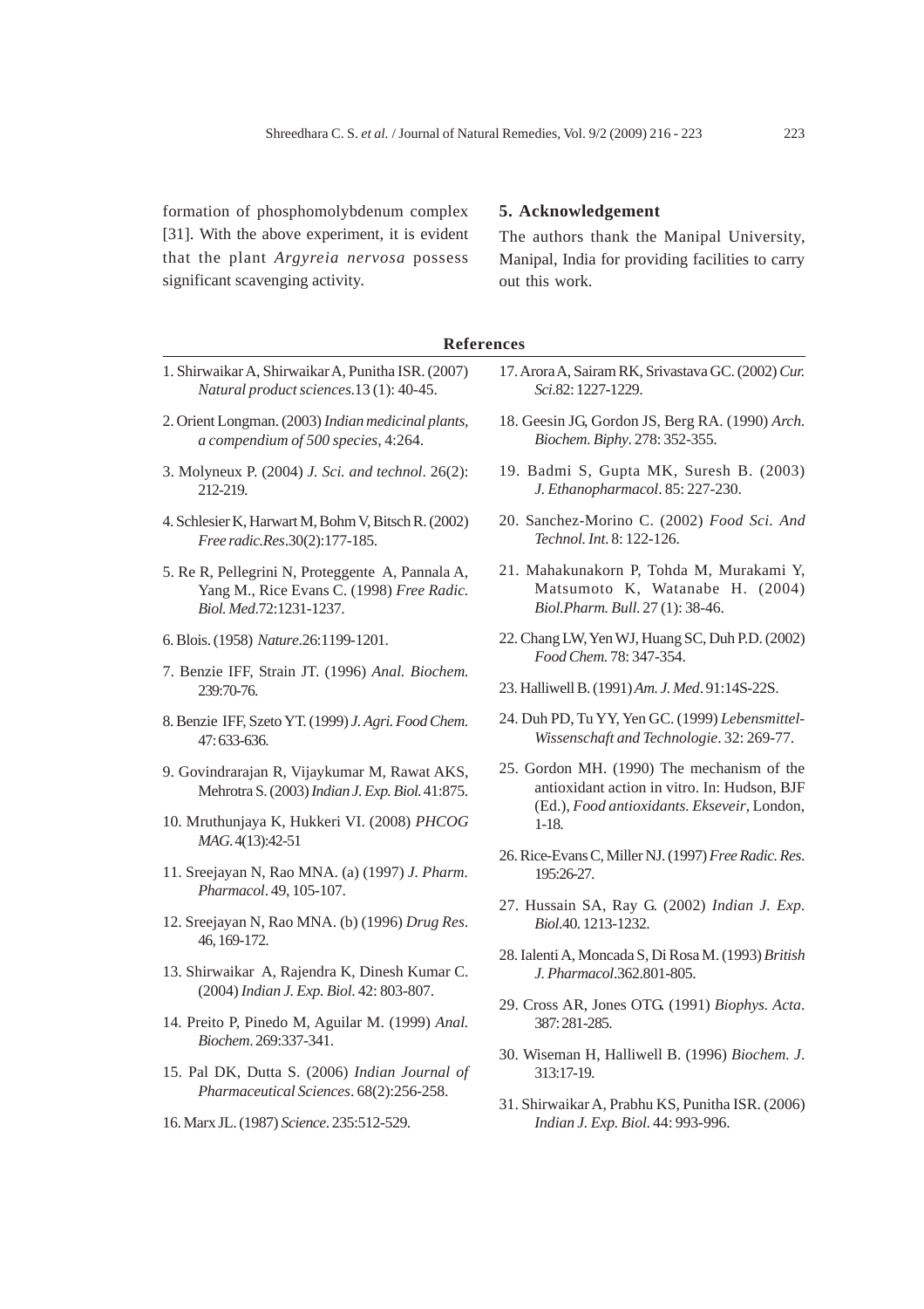formation of phosphomolybdenum complex [31]. With the above experiment, it is evident that the plant *Argyreia nervosa* possess significant scavenging activity.

## 5. Acknowledgement

The authors thank the Manipal University, Manipal, India for providing facilities to carry out this work.

## References

1. Shirwaikar A, Shirwaikar A, Punitha ISR. (2007) *Natural product sciences*.13 (1): 40-45.
2. Orient Longman. (2003) *Indian medicinal plants, a compendium of 500 species*, 4:264.
3. Molyneux P. (2004) *J. Sci. and technol*. 26(2): 212-219.
4. Schlesier K, Harwart M, Bohm V, Bitsch R. (2002) *Free radic.Res*.30(2):177-185.
5. Re R, Pellegrini N, Proteggente A, Pannala A, Yang M., Rice Evans C. (1998) *Free Radic. Biol. Med*.72:1231-1237.
6. Blois. (1958) *Nature*.26:1199-1201.
7. Benzie IFF, Strain JT. (1996) *Anal. Biochem.* 239:70-76.
8. Benzie IFF, Szeto YT. (1999) *J. Agri. Food Chem.* 47: 633-636.
9. Govindrarajan R, Vijaykumar M, Rawat AKS, Mehrotra S. (2003) *Indian J. Exp. Biol.* 41:875.
10. Mruthunjaya K, Hukkeri VI. (2008) *PHCOG MAG*. 4(13):42-51
11. Sreejayan N, Rao MNA. (a) (1997) *J. Pharm. Pharmacol*. 49, 105-107.
12. Sreejayan N, Rao MNA. (b) (1996) *Drug Res*. 46, 169-172.
13. Shirwaikar A, Rajendra K, Dinesh Kumar C. (2004) *Indian J. Exp. Biol.* 42: 803-807.
14. Preito P, Pinedo M, Aguilar M. (1999) *Anal. Biochem*. 269:337-341.
15. Pal DK, Dutta S. (2006) *Indian Journal of Pharmaceutical Sciences*. 68(2):256-258.
16. Marx JL. (1987) *Science*. 235:512-529.
17. Arora A, Sairam RK, Srivastava GC. (2002) *Cur. Sci*.82: 1227-1229.
18. Geesin JG, Gordon JS, Berg RA. (1990) *Arch. Biochem. Biphy*. 278: 352-355.
19. Badmi S, Gupta MK, Suresh B. (2003) *J. Ethanopharmacol*. 85: 227-230.
20. Sanchez-Morino C. (2002) *Food Sci. And Technol. Int*. 8: 122-126.
21. Mahakunakorn P, Tohda M, Murakami Y, Matsumoto K, Watanabe H. (2004) *Biol.Pharm. Bull*. 27 (1): 38-46.
22. Chang LW, Yen WJ, Huang SC, Duh P.D. (2002) *Food Chem.* 78: 347-354.
23. Halliwell B. (1991) *Am. J. Med*. 91:14S-22S.
24. Duh PD, Tu YY, Yen GC. (1999) *Lebensmittel-Wissenschaft and Technologie*. 32: 269-77.
25. Gordon MH. (1990) The mechanism of the antioxidant action in vitro. In: Hudson, BJF (Ed.), *Food antioxidants. Ekseveir*, London, 1-18.
26. Rice-Evans C, Miller NJ. (1997) *Free Radic. Res.* 195:26-27.
27. Hussain SA, Ray G. (2002) *Indian J. Exp. Biol*.40. 1213-1232.
28. Ialenti A, Moncada S, Di Rosa M. (1993) *British J. Pharmacol*.362.801-805.
29. Cross AR, Jones OTG. (1991) *Biophys. Acta*. 387: 281-285.
30. Wiseman H, Halliwell B. (1996) *Biochem. J*. 313:17-19.
31. Shirwaikar A, Prabhu KS, Punitha ISR. (2006) *Indian J. Exp. Biol*. 44: 993-996.